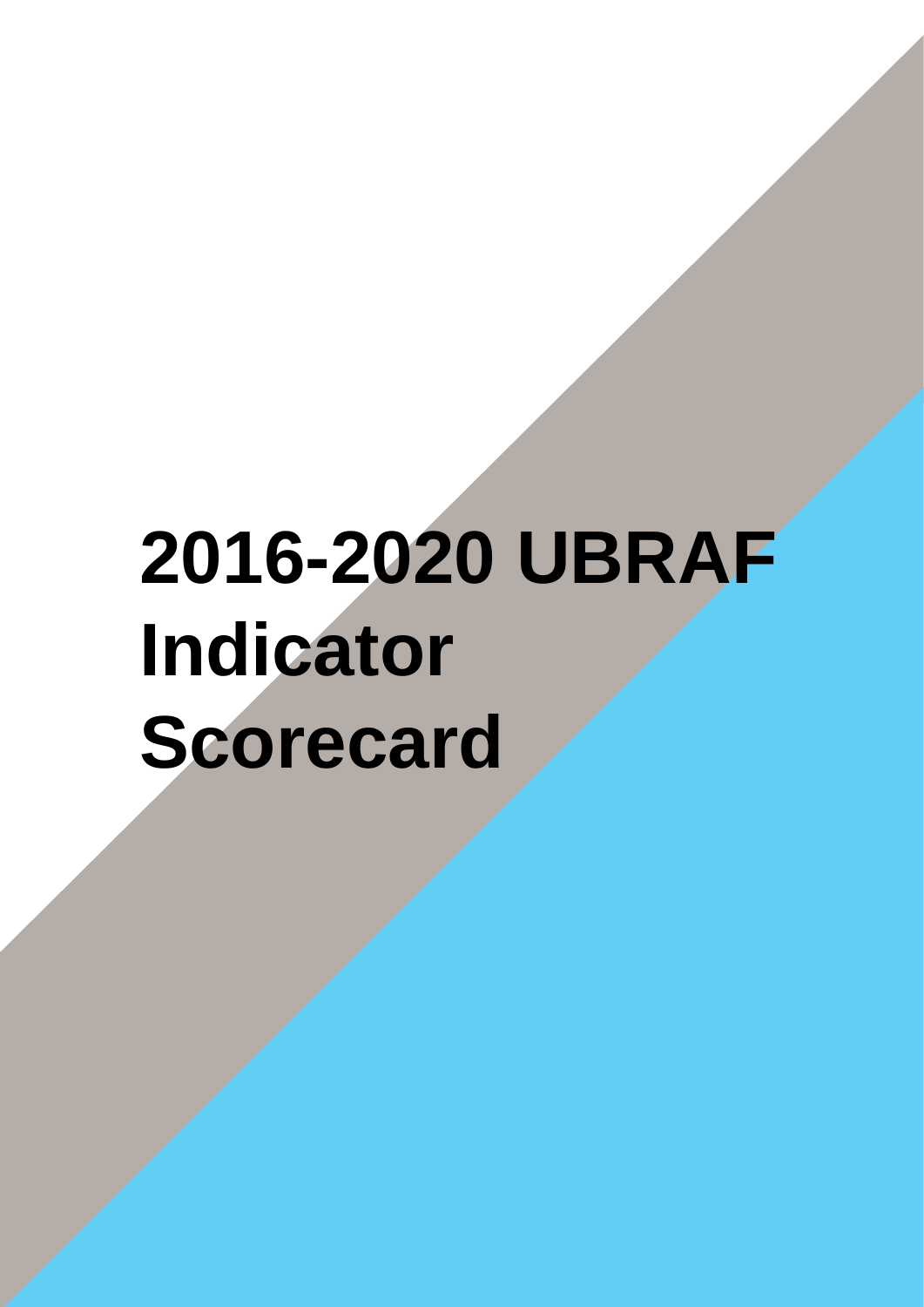# 2016-2020 UBRAF Indicator Scorecard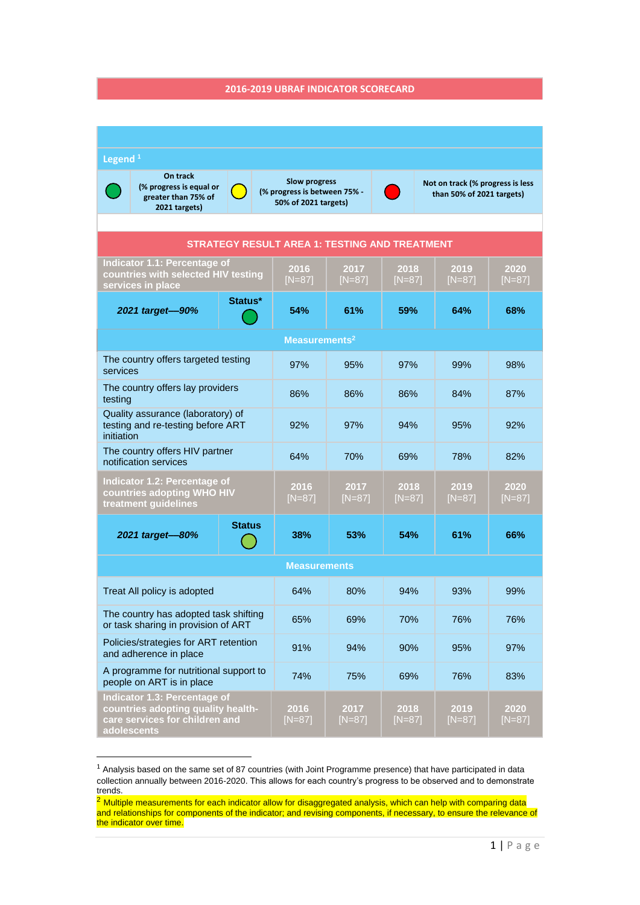# 2016-2019 UBRAF INDICATOR SCORECARD

**Legend** [1]

| | On track (% progress is equal or greater than 75% of 2021 targets) | | Slow progress (% progress is between 75% - 50% of 2021 targets) | | Not on track (% progress is less than 50% of 2021 targets) |
|---|---|---|---|---|---|
| 🟢 | | 🟡 | | 🔴 | |

## STRATEGY RESULT AREA 1: TESTING AND TREATMENT

| Indicator 1.1: Percentage of countries with selected HIV testing services in place | | 2016 [N=87] | 2017 [N=87] | 2018 [N=87] | 2019 [N=87] | 2020 [N=87] |
|---|---|---|---|---|---|---|
| ***2021 target—90%*** | **Status*** 🟢 | **54%** | **61%** | **59%** | **64%** | **68%** |
| **Measurements**[2] | | | | | | |
| The country offers targeted testing services | | 97% | 95% | 97% | 99% | 98% |
| The country offers lay providers testing | | 86% | 86% | 86% | 84% | 87% |
| Quality assurance (laboratory) of testing and re-testing before ART initiation | | 92% | 97% | 94% | 95% | 92% |
| The country offers HIV partner notification services | | 64% | 70% | 69% | 78% | 82% |

| Indicator 1.2: Percentage of countries adopting WHO HIV treatment guidelines | | 2016 [N=87] | 2017 [N=87] | 2018 [N=87] | 2019 [N=87] | 2020 [N=87] |
|---|---|---|---|---|---|---|
| ***2021 target—80%*** | **Status** 🟢 | **38%** | **53%** | **54%** | **61%** | **66%** |
| **Measurements** | | | | | | |
| Treat All policy is adopted | | 64% | 80% | 94% | 93% | 99% |
| The country has adopted task shifting or task sharing in provision of ART | | 65% | 69% | 70% | 76% | 76% |
| Policies/strategies for ART retention and adherence in place | | 91% | 94% | 90% | 95% | 97% |
| A programme for nutritional support to people on ART is in place | | 74% | 75% | 69% | 76% | 83% |

| Indicator 1.3: Percentage of countries adopting quality health-care services for children and adolescents | 2016 [N=87] | 2017 [N=87] | 2018 [N=87] | 2019 [N=87] | 2020 [N=87] |
|---|---|---|---|---|---|

[1] Analysis based on the same set of 87 countries (with Joint Programme presence) that have participated in data collection annually between 2016-2020. This allows for each country's progress to be observed and to demonstrate trends.

[2] Multiple measurements for each indicator allow for disaggregated analysis, which can help with comparing data and relationships for components of the indicator; and revising components, if necessary, to ensure the relevance of the indicator over time.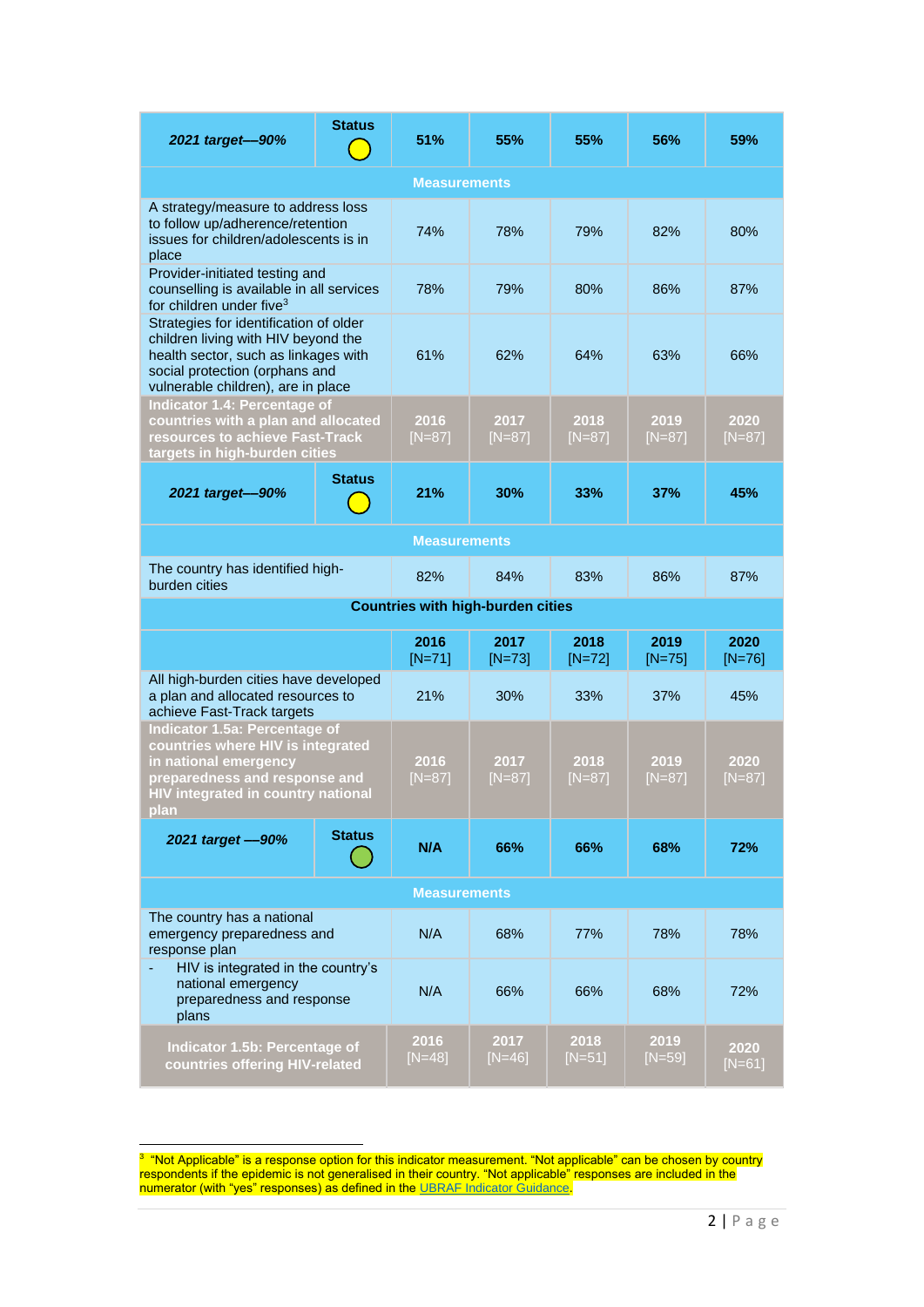| | | | | | | |
|---|---|---|---|---|---|---|
| ***2021 target—90%*** | **Status** (yellow) | **51%** | **55%** | **55%** | **56%** | **59%** |
| **Measurements** | | | | | | |
| A strategy/measure to address loss to follow up/adherence/retention issues for children/adolescents is in place | | 74% | 78% | 79% | 82% | 80% |
| Provider-initiated testing and counselling is available in all services for children under five[3] | | 78% | 79% | 80% | 86% | 87% |
| Strategies for identification of older children living with HIV beyond the health sector, such as linkages with social protection (orphans and vulnerable children), are in place | | 61% | 62% | 64% | 63% | 66% |
| **Indicator 1.4: Percentage of countries with a plan and allocated resources to achieve Fast-Track targets in high-burden cities** | | **2016** [N=87] | **2017** [N=87] | **2018** [N=87] | **2019** [N=87] | **2020** [N=87] |
| ***2021 target—90%*** | **Status** (yellow) | **21%** | **30%** | **33%** | **37%** | **45%** |
| **Measurements** | | | | | | |
| The country has identified high-burden cities | | 82% | 84% | 83% | 86% | 87% |
| **Countries with high-burden cities** | | | | | | |
| | | **2016** [N=71] | **2017** [N=73] | **2018** [N=72] | **2019** [N=75] | **2020** [N=76] |
| All high-burden cities have developed a plan and allocated resources to achieve Fast-Track targets | | 21% | 30% | 33% | 37% | 45% |
| **Indicator 1.5a: Percentage of countries where HIV is integrated in national emergency preparedness and response and HIV integrated in country national plan** | | **2016** [N=87] | **2017** [N=87] | **2018** [N=87] | **2019** [N=87] | **2020** [N=87] |
| ***2021 target —90%*** | **Status** (green) | **N/A** | **66%** | **66%** | **68%** | **72%** |
| **Measurements** | | | | | | |
| The country has a national emergency preparedness and response plan | | N/A | 68% | 77% | 78% | 78% |
| - HIV is integrated in the country's national emergency preparedness and response plans | | N/A | 66% | 66% | 68% | 72% |
| **Indicator 1.5b: Percentage of countries offering HIV-related** | | **2016** [N=48] | **2017** [N=46] | **2018** [N=51] | **2019** [N=59] | **2020** [N=61] |

[3] "Not Applicable" is a response option for this indicator measurement. "Not applicable" can be chosen by country respondents if the epidemic is not generalised in their country. "Not applicable" responses are included in the numerator (with "yes" responses) as defined in the UBRAF Indicator Guidance.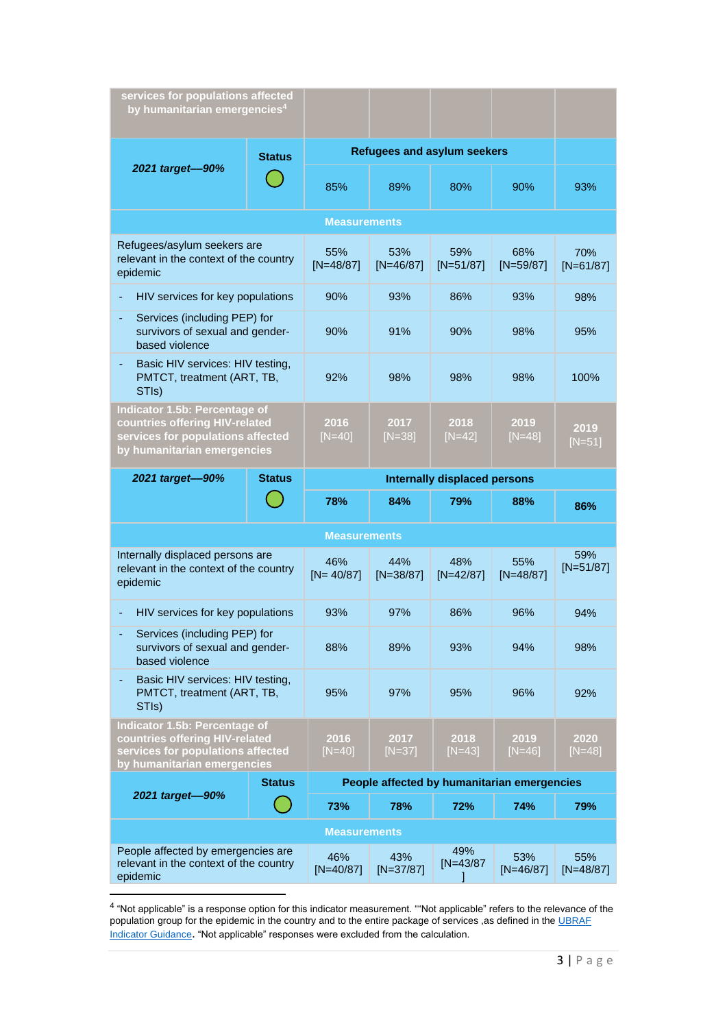| services for populations affected by humanitarian emergencies[4] | | | | | | |
|---|---|---|---|---|---|---|
| ***2021 target—90%*** | **Status** | **Refugees and asylum seekers** | | | | |
| | ◯ | 85% | 89% | 80% | 90% | 93% |
| **Measurements** | | | | | | |
| Refugees/asylum seekers are relevant in the context of the country epidemic | | 55% [N=48/87] | 53% [N=46/87] | 59% [N=51/87] | 68% [N=59/87] | 70% [N=61/87] |
| - HIV services for key populations | | 90% | 93% | 86% | 93% | 98% |
| - Services (including PEP) for survivors of sexual and gender-based violence | | 90% | 91% | 90% | 98% | 95% |
| - Basic HIV services: HIV testing, PMTCT, treatment (ART, TB, STIs) | | 92% | 98% | 98% | 98% | 100% |
| **Indicator 1.5b: Percentage of countries offering HIV-related services for populations affected by humanitarian emergencies** | | **2016** [N=40] | **2017** [N=38] | **2018** [N=42] | **2019** [N=48] | **2019** [N=51] |
| ***2021 target—90%*** | **Status** | **Internally displaced persons** | | | | |
| | ◯ | **78%** | **84%** | **79%** | **88%** | **86%** |
| **Measurements** | | | | | | |
| Internally displaced persons are relevant in the context of the country epidemic | | 46% [N= 40/87] | 44% [N=38/87] | 48% [N=42/87] | 55% [N=48/87] | 59% [N=51/87] |
| - HIV services for key populations | | 93% | 97% | 86% | 96% | 94% |
| - Services (including PEP) for survivors of sexual and gender-based violence | | 88% | 89% | 93% | 94% | 98% |
| - Basic HIV services: HIV testing, PMTCT, treatment (ART, TB, STIs) | | 95% | 97% | 95% | 96% | 92% |
| **Indicator 1.5b: Percentage of countries offering HIV-related services for populations affected by humanitarian emergencies** | | **2016** [N=40] | **2017** [N=37] | **2018** [N=43] | **2019** [N=46] | **2020** [N=48] |
| ***2021 target—90%*** | **Status** | **People affected by humanitarian emergencies** | | | | |
| | ◯ | **73%** | **78%** | **72%** | **74%** | **79%** |
| **Measurements** | | | | | | |
| People affected by emergencies are relevant in the context of the country epidemic | | 46% [N=40/87] | 43% [N=37/87] | 49% [N=43/87] | 53% [N=46/87] | 55% [N=48/87] |

[4] "Not applicable" is a response option for this indicator measurement. ""Not applicable" refers to the relevance of the population group for the epidemic in the country and to the entire package of services ,as defined in the UBRAF Indicator Guidance. "Not applicable" responses were excluded from the calculation.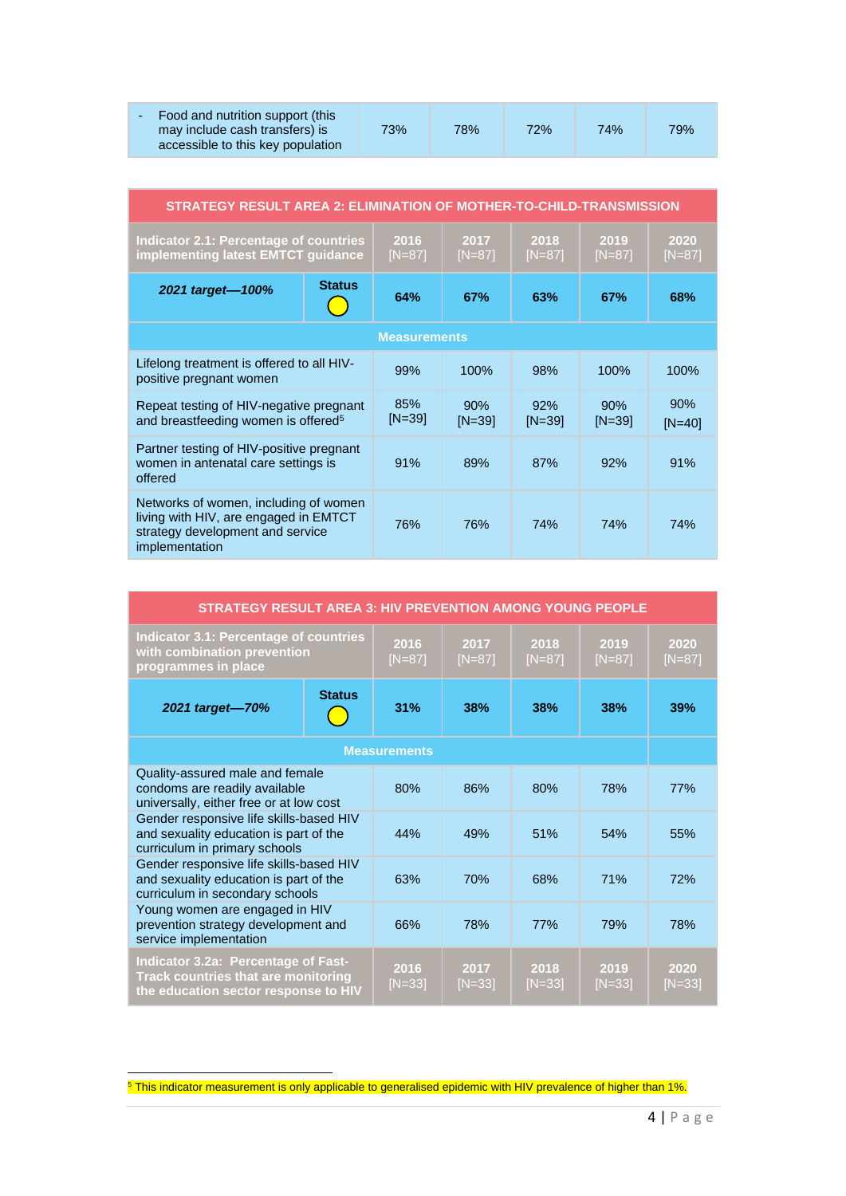| - Food and nutrition support (this may include cash transfers) is accessible to this key population | 73% | 78% | 72% | 74% | 79% |
|---|---|---|---|---|---|

| STRATEGY RESULT AREA 2: ELIMINATION OF MOTHER-TO-CHILD-TRANSMISSION | | | | | | |
|---|---|---|---|---|---|---|
| **Indicator 2.1: Percentage of countries implementing latest EMTCT guidance** | | **2016** [N=87] | **2017** [N=87] | **2018** [N=87] | **2019** [N=87] | **2020** [N=87] |
| ***2021 target—100%*** | **Status** 🟡 | **64%** | **67%** | **63%** | **67%** | **68%** |
| **Measurements** | | | | | | |
| Lifelong treatment is offered to all HIV-positive pregnant women | | 99% | 100% | 98% | 100% | 100% |
| Repeat testing of HIV-negative pregnant and breastfeeding women is offered[5] | | 85% [N=39] | 90% [N=39] | 92% [N=39] | 90% [N=39] | 90% [N=40] |
| Partner testing of HIV-positive pregnant women in antenatal care settings is offered | | 91% | 89% | 87% | 92% | 91% |
| Networks of women, including of women living with HIV, are engaged in EMTCT strategy development and service implementation | | 76% | 76% | 74% | 74% | 74% |

| STRATEGY RESULT AREA 3: HIV PREVENTION AMONG YOUNG PEOPLE | | | | | | |
|---|---|---|---|---|---|---|
| **Indicator 3.1: Percentage of countries with combination prevention programmes in place** | | **2016** [N=87] | **2017** [N=87] | **2018** [N=87] | **2019** [N=87] | **2020** [N=87] |
| ***2021 target—70%*** | **Status** 🟡 | **31%** | **38%** | **38%** | **38%** | **39%** |
| **Measurements** | | | | | | |
| Quality-assured male and female condoms are readily available universally, either free or at low cost | | 80% | 86% | 80% | 78% | 77% |
| Gender responsive life skills-based HIV and sexuality education is part of the curriculum in primary schools | | 44% | 49% | 51% | 54% | 55% |
| Gender responsive life skills-based HIV and sexuality education is part of the curriculum in secondary schools | | 63% | 70% | 68% | 71% | 72% |
| Young women are engaged in HIV prevention strategy development and service implementation | | 66% | 78% | 77% | 79% | 78% |
| **Indicator 3.2a: Percentage of Fast-Track countries that are monitoring the education sector response to HIV** | | **2016** [N=33] | **2017** [N=33] | **2018** [N=33] | **2019** [N=33] | **2020** [N=33] |

[5] This indicator measurement is only applicable to generalised epidemic with HIV prevalence of higher than 1%.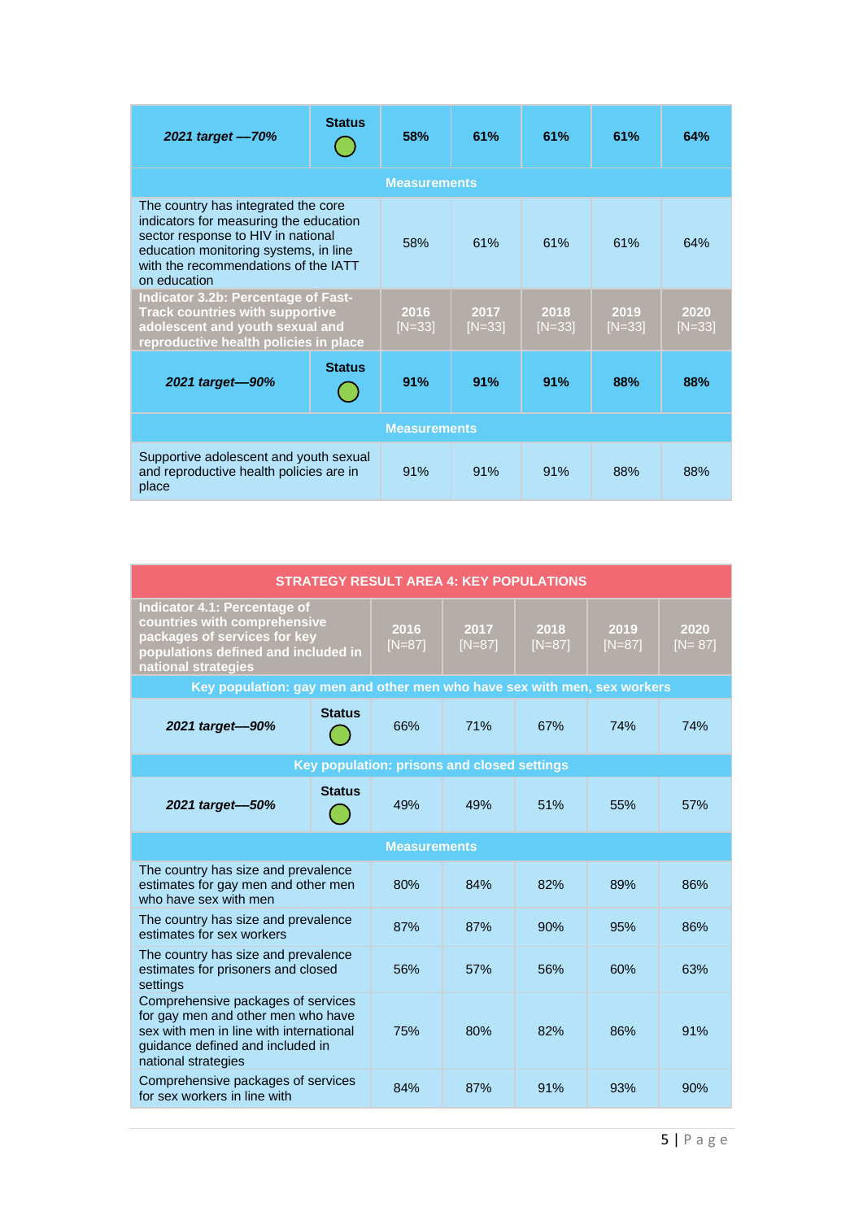| *2021 target —70%* | **Status** ● | **58%** | **61%** | **61%** | **61%** | **64%** |
|---|---|---|---|---|---|---|
| **Measurements** | | | | | | |
| The country has integrated the core indicators for measuring the education sector response to HIV in national education monitoring systems, in line with the recommendations of the IATT on education | | 58% | 61% | 61% | 61% | 64% |
| **Indicator 3.2b: Percentage of Fast-Track countries with supportive adolescent and youth sexual and reproductive health policies in place** | | **2016** [N=33] | **2017** [N=33] | **2018** [N=33] | **2019** [N=33] | **2020** [N=33] |
| *2021 target—90%* | **Status** ● | **91%** | **91%** | **91%** | **88%** | **88%** |
| **Measurements** | | | | | | |
| Supportive adolescent and youth sexual and reproductive health policies are in place | | 91% | 91% | 91% | 88% | 88% |

| **STRATEGY RESULT AREA 4: KEY POPULATIONS** | | | | | | |
|---|---|---|---|---|---|---|
| **Indicator 4.1: Percentage of countries with comprehensive packages of services for key populations defined and included in national strategies** | | **2016** [N=87] | **2017** [N=87] | **2018** [N=87] | **2019** [N=87] | **2020** [N= 87] |
| **Key population: gay men and other men who have sex with men, sex workers** | | | | | | |
| *2021 target—90%* | **Status** ● | 66% | 71% | 67% | 74% | 74% |
| **Key population: prisons and closed settings** | | | | | | |
| *2021 target—50%* | **Status** ● | 49% | 49% | 51% | 55% | 57% |
| **Measurements** | | | | | | |
| The country has size and prevalence estimates for gay men and other men who have sex with men | | 80% | 84% | 82% | 89% | 86% |
| The country has size and prevalence estimates for sex workers | | 87% | 87% | 90% | 95% | 86% |
| The country has size and prevalence estimates for prisoners and closed settings | | 56% | 57% | 56% | 60% | 63% |
| Comprehensive packages of services for gay men and other men who have sex with men in line with international guidance defined and included in national strategies | | 75% | 80% | 82% | 86% | 91% |
| Comprehensive packages of services for sex workers in line with | | 84% | 87% | 91% | 93% | 90% |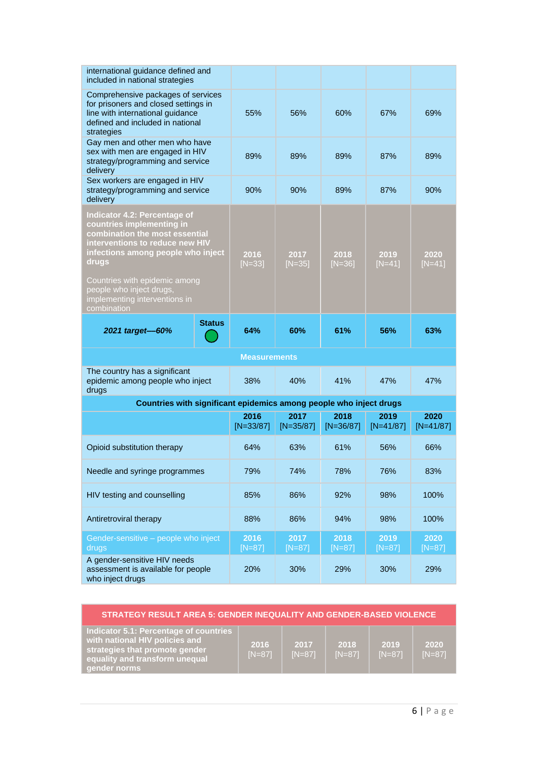| | 2016 | 2017 | 2018 | 2019 | 2020 |
|---|---|---|---|---|---|
| international guidance defined and included in national strategies | | | | | |
| Comprehensive packages of services for prisoners and closed settings in line with international guidance defined and included in national strategies | 55% | 56% | 60% | 67% | 69% |
| Gay men and other men who have sex with men are engaged in HIV strategy/programming and service delivery | 89% | 89% | 89% | 87% | 89% |
| Sex workers are engaged in HIV strategy/programming and service delivery | 90% | 90% | 89% | 87% | 90% |
| **Indicator 4.2: Percentage of countries implementing in combination the most essential interventions to reduce new HIV infections among people who inject drugs**<br><br>Countries with epidemic among people who inject drugs, implementing interventions in combination | **2016** [N=33] | **2017** [N=35] | **2018** [N=36] | **2019** [N=41] | **2020** [N=41] |
| ***2021 target—60%*** — **Status** ● | **64%** | **60%** | **61%** | **56%** | **63%** |
| **Measurements** | | | | | |
| The country has a significant epidemic among people who inject drugs | 38% | 40% | 41% | 47% | 47% |
| **Countries with significant epidemics among people who inject drugs** | | | | | |
| | **2016** [N=33/87] | **2017** [N=35/87] | **2018** [N=36/87] | **2019** [N=41/87] | **2020** [N=41/87] |
| Opioid substitution therapy | 64% | 63% | 61% | 56% | 66% |
| Needle and syringe programmes | 79% | 74% | 78% | 76% | 83% |
| HIV testing and counselling | 85% | 86% | 92% | 98% | 100% |
| Antiretroviral therapy | 88% | 86% | 94% | 98% | 100% |
| Gender-sensitive – people who inject drugs | **2016** [N=87] | **2017** [N=87] | **2018** [N=87] | **2019** [N=87] | **2020** [N=87] |
| A gender-sensitive HIV needs assessment is available for people who inject drugs | 20% | 30% | 29% | 30% | 29% |

| STRATEGY RESULT AREA 5: GENDER INEQUALITY AND GENDER-BASED VIOLENCE | | | | | |
|---|---|---|---|---|---|
| **Indicator 5.1: Percentage of countries with national HIV policies and strategies that promote gender equality and transform unequal gender norms** | **2016** [N=87] | **2017** [N=87] | **2018** [N=87] | **2019** [N=87] | **2020** [N=87] |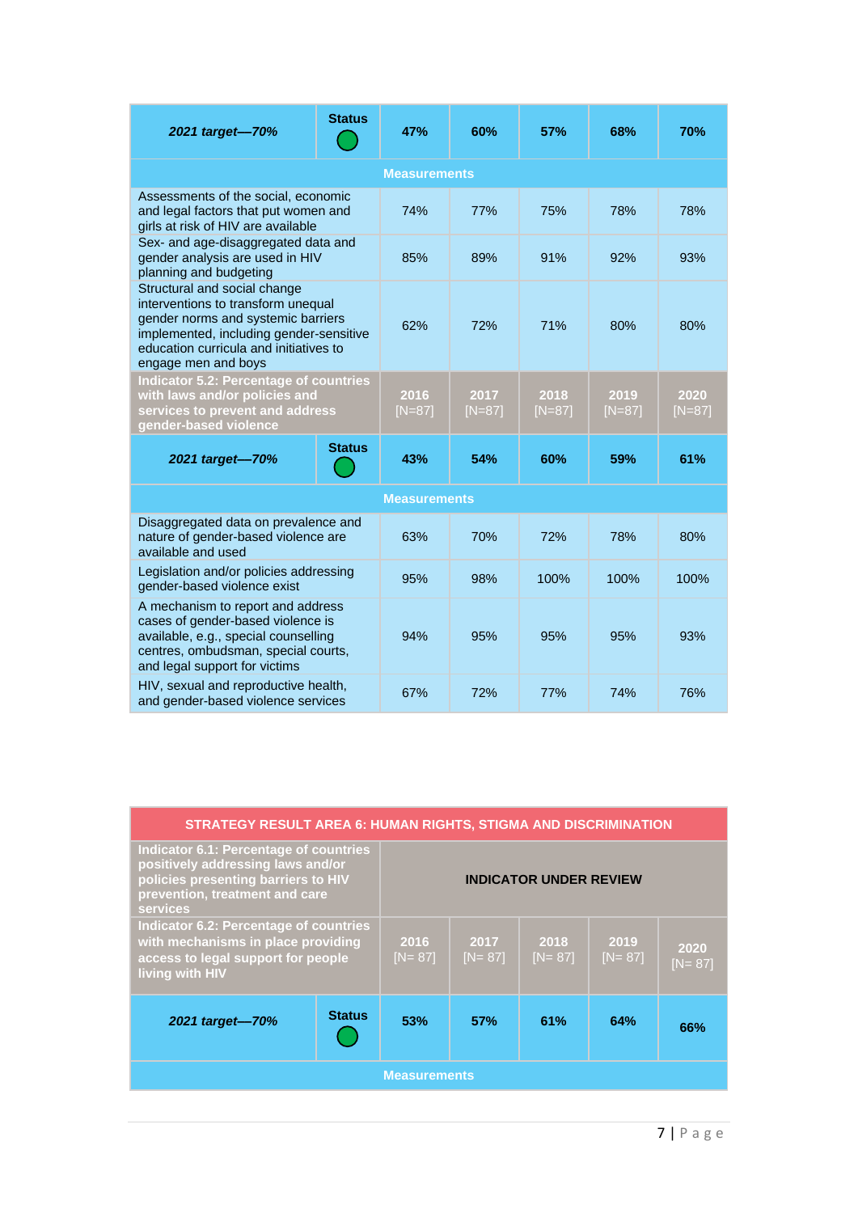| *2021 target—70%* | Status 🟢 | 47% | 60% | 57% | 68% | 70% |
|---|---|---|---|---|---|---|
| **Measurements** | | | | | | |
| Assessments of the social, economic and legal factors that put women and girls at risk of HIV are available | | 74% | 77% | 75% | 78% | 78% |
| Sex- and age-disaggregated data and gender analysis are used in HIV planning and budgeting | | 85% | 89% | 91% | 92% | 93% |
| Structural and social change interventions to transform unequal gender norms and systemic barriers implemented, including gender-sensitive education curricula and initiatives to engage men and boys | | 62% | 72% | 71% | 80% | 80% |
| **Indicator 5.2: Percentage of countries with laws and/or policies and services to prevent and address gender-based violence** | | **2016** [N=87] | **2017** [N=87] | **2018** [N=87] | **2019** [N=87] | **2020** [N=87] |
| *2021 target—70%* | Status 🟢 | **43%** | **54%** | **60%** | **59%** | **61%** |
| **Measurements** | | | | | | |
| Disaggregated data on prevalence and nature of gender-based violence are available and used | | 63% | 70% | 72% | 78% | 80% |
| Legislation and/or policies addressing gender-based violence exist | | 95% | 98% | 100% | 100% | 100% |
| A mechanism to report and address cases of gender-based violence is available, e.g., special counselling centres, ombudsman, special courts, and legal support for victims | | 94% | 95% | 95% | 95% | 93% |
| HIV, sexual and reproductive health, and gender-based violence services | | 67% | 72% | 77% | 74% | 76% |

| STRATEGY RESULT AREA 6: HUMAN RIGHTS, STIGMA AND DISCRIMINATION | | | | | | |
|---|---|---|---|---|---|---|
| **Indicator 6.1: Percentage of countries positively addressing laws and/or policies presenting barriers to HIV prevention, treatment and care services** | | **INDICATOR UNDER REVIEW** | | | | |
| **Indicator 6.2: Percentage of countries with mechanisms in place providing access to legal support for people living with HIV** | | **2016** [N= 87] | **2017** [N= 87] | **2018** [N= 87] | **2019** [N= 87] | **2020** [N= 87] |
| *2021 target—70%* | Status 🟢 | **53%** | **57%** | **61%** | **64%** | **66%** |
| **Measurements** | | | | | | |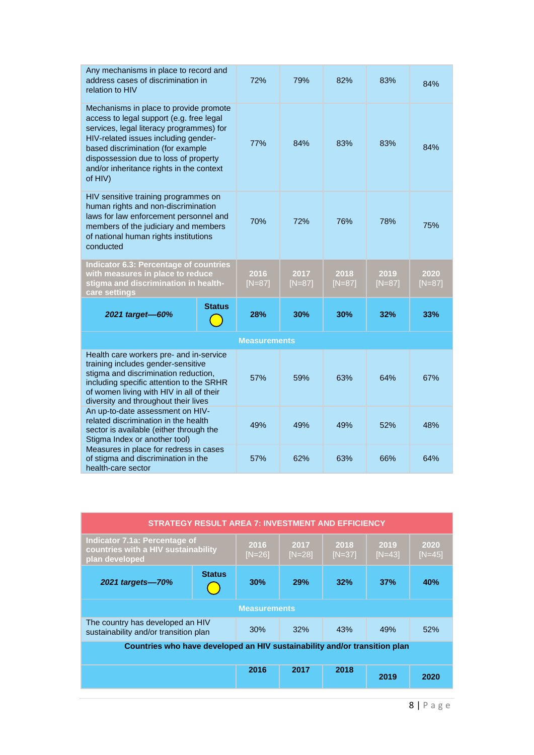| | | | | | |
|---|---|---|---|---|---|
| Any mechanisms in place to record and address cases of discrimination in relation to HIV | 72% | 79% | 82% | 83% | 84% |
| Mechanisms in place to provide promote access to legal support (e.g. free legal services, legal literacy programmes) for HIV-related issues including gender-based discrimination (for example dispossession due to loss of property and/or inheritance rights in the context of HIV) | 77% | 84% | 83% | 83% | 84% |
| HIV sensitive training programmes on human rights and non-discrimination laws for law enforcement personnel and members of the judiciary and members of national human rights institutions conducted | 70% | 72% | 76% | 78% | 75% |

| **Indicator 6.3: Percentage of countries with measures in place to reduce stigma and discrimination in health-care settings** | | **2016** [N=87] | **2017** [N=87] | **2018** [N=87] | **2019** [N=87] | **2020** [N=87] |
|---|---|---|---|---|---|---|
| ***2021 target—60%*** | **Status** | **28%** | **30%** | **30%** | **32%** | **33%** |
| **Measurements** | | | | | | |
| Health care workers pre- and in-service training includes gender-sensitive stigma and discrimination reduction, including specific attention to the SRHR of women living with HIV in all of their diversity and throughout their lives | | 57% | 59% | 63% | 64% | 67% |
| An up-to-date assessment on HIV-related discrimination in the health sector is available (either through the Stigma Index or another tool) | | 49% | 49% | 49% | 52% | 48% |
| Measures in place for redress in cases of stigma and discrimination in the health-care sector | | 57% | 62% | 63% | 66% | 64% |

| **STRATEGY RESULT AREA 7: INVESTMENT AND EFFICIENCY** | | | | | | |
|---|---|---|---|---|---|---|
| **Indicator 7.1a: Percentage of countries with a HIV sustainability plan developed** | | **2016** [N=26] | **2017** [N=28] | **2018** [N=37] | **2019** [N=43] | **2020** [N=45] |
| ***2021 targets—70%*** | **Status** | **30%** | **29%** | **32%** | **37%** | **40%** |
| **Measurements** | | | | | | |
| The country has developed an HIV sustainability and/or transition plan | | 30% | 32% | 43% | 49% | 52% |
| **Countries who have developed an HIV sustainability and/or transition plan** | | | | | | |
| | | **2016** | **2017** | **2018** | **2019** | **2020** |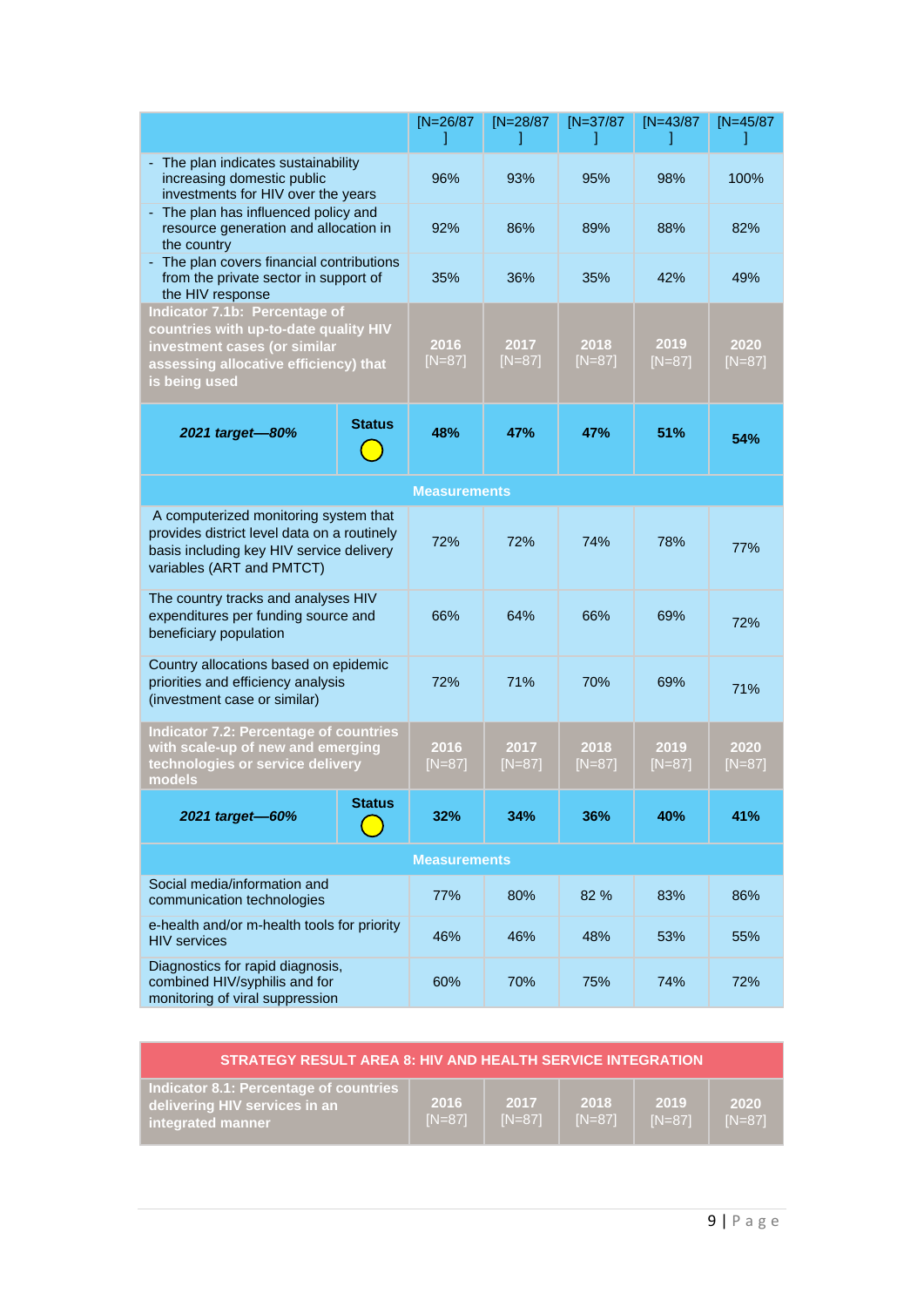| | [N=26/87] | [N=28/87] | [N=37/87] | [N=43/87] | [N=45/87] |
|---|---|---|---|---|---|
| - The plan indicates sustainability increasing domestic public investments for HIV over the years | 96% | 93% | 95% | 98% | 100% |
| - The plan has influenced policy and resource generation and allocation in the country | 92% | 86% | 89% | 88% | 82% |
| - The plan covers financial contributions from the private sector in support of the HIV response | 35% | 36% | 35% | 42% | 49% |
| **Indicator 7.1b: Percentage of countries with up-to-date quality HIV investment cases (or similar assessing allocative efficiency) that is being used** | **2016** [N=87] | **2017** [N=87] | **2018** [N=87] | **2019** [N=87] | **2020** [N=87] |
| ***2021 target—80%*** **Status** ○ | **48%** | **47%** | **47%** | **51%** | **54%** |
| **Measurements** | | | | | |
| A computerized monitoring system that provides district level data on a routinely basis including key HIV service delivery variables (ART and PMTCT) | 72% | 72% | 74% | 78% | 77% |
| The country tracks and analyses HIV expenditures per funding source and beneficiary population | 66% | 64% | 66% | 69% | 72% |
| Country allocations based on epidemic priorities and efficiency analysis (investment case or similar) | 72% | 71% | 70% | 69% | 71% |
| **Indicator 7.2: Percentage of countries with scale-up of new and emerging technologies or service delivery models** | **2016** [N=87] | **2017** [N=87] | **2018** [N=87] | **2019** [N=87] | **2020** [N=87] |
| ***2021 target—60%*** **Status** ○ | **32%** | **34%** | **36%** | **40%** | **41%** |
| **Measurements** | | | | | |
| Social media/information and communication technologies | 77% | 80% | 82 % | 83% | 86% |
| e-health and/or m-health tools for priority HIV services | 46% | 46% | 48% | 53% | 55% |
| Diagnostics for rapid diagnosis, combined HIV/syphilis and for monitoring of viral suppression | 60% | 70% | 75% | 74% | 72% |

| **STRATEGY RESULT AREA 8: HIV AND HEALTH SERVICE INTEGRATION** | | | | | |
|---|---|---|---|---|---|
| **Indicator 8.1: Percentage of countries delivering HIV services in an integrated manner** | **2016** [N=87] | **2017** [N=87] | **2018** [N=87] | **2019** [N=87] | **2020** [N=87] |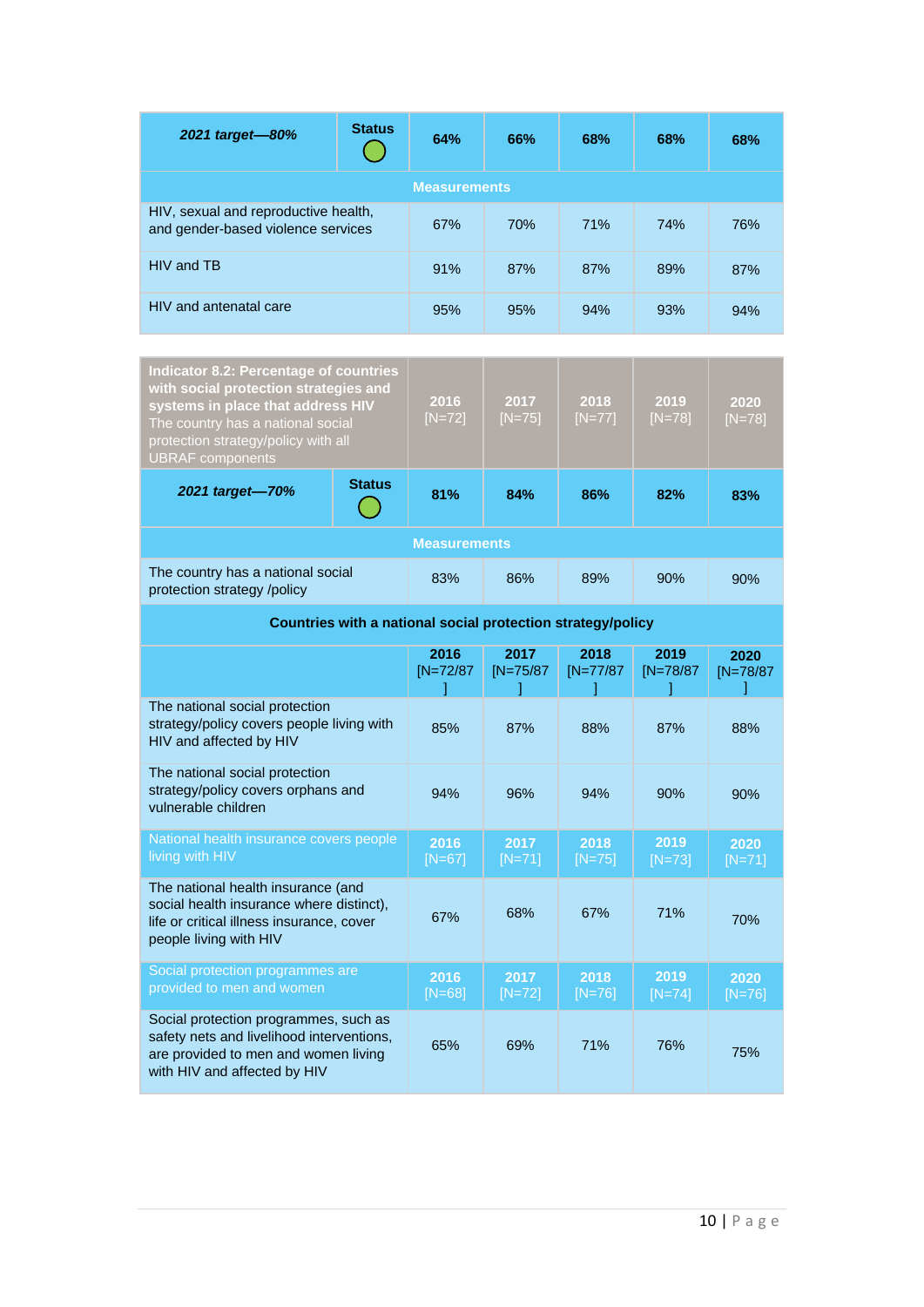| 2021 target—80% | Status ● | 64% | 66% | 68% | 68% | 68% |
|---|---|---|---|---|---|---|
| **Measurements** | | | | | | |
| HIV, sexual and reproductive health, and gender-based violence services | | 67% | 70% | 71% | 74% | 76% |
| HIV and TB | | 91% | 87% | 87% | 89% | 87% |
| HIV and antenatal care | | 95% | 95% | 94% | 93% | 94% |

| **Indicator 8.2: Percentage of countries with social protection strategies and systems in place that address HIV** The country has a national social protection strategy/policy with all UBRAF components | | 2016 [N=72] | 2017 [N=75] | 2018 [N=77] | 2019 [N=78] | 2020 [N=78] |
|---|---|---|---|---|---|---|
| *2021 target—70%* | Status ● | **81%** | **84%** | **86%** | **82%** | **83%** |
| **Measurements** | | | | | | |
| The country has a national social protection strategy /policy | | 83% | 86% | 89% | 90% | 90% |
| **Countries with a national social protection strategy/policy** | | | | | | |
| | | **2016** [N=72/87] | **2017** [N=75/87] | **2018** [N=77/87] | **2019** [N=78/87] | **2020** [N=78/87] |
| The national social protection strategy/policy covers people living with HIV and affected by HIV | | 85% | 87% | 88% | 87% | 88% |
| The national social protection strategy/policy covers orphans and vulnerable children | | 94% | 96% | 94% | 90% | 90% |
| National health insurance covers people living with HIV | | **2016** [N=67] | **2017** [N=71] | **2018** [N=75] | **2019** [N=73] | **2020** [N=71] |
| The national health insurance (and social health insurance where distinct), life or critical illness insurance, cover people living with HIV | | 67% | 68% | 67% | 71% | 70% |
| Social protection programmes are provided to men and women | | **2016** [N=68] | **2017** [N=72] | **2018** [N=76] | **2019** [N=74] | **2020** [N=76] |
| Social protection programmes, such as safety nets and livelihood interventions, are provided to men and women living with HIV and affected by HIV | | 65% | 69% | 71% | 76% | 75% |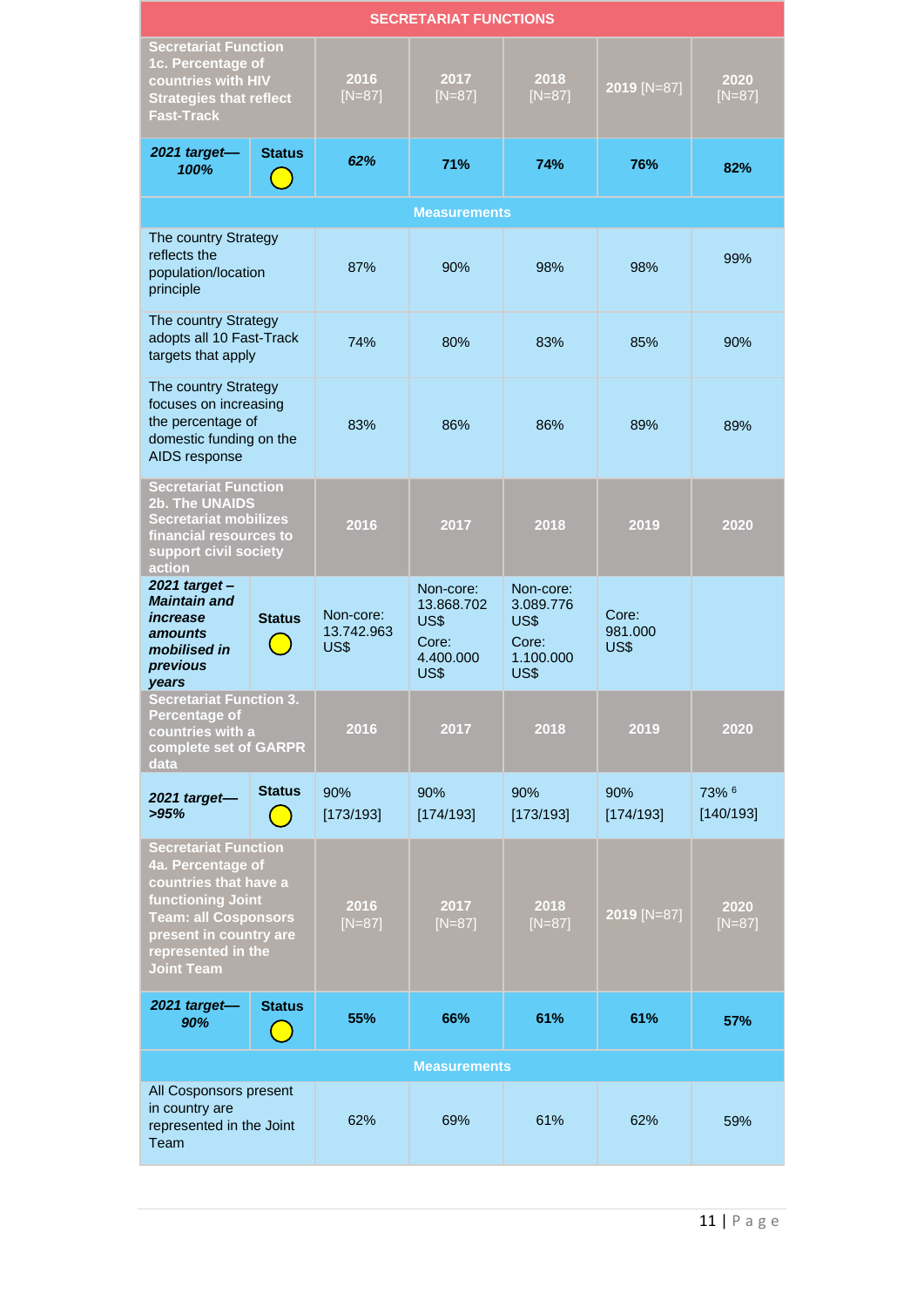| SECRETARIAT FUNCTIONS | | | | | | |
|---|---|---|---|---|---|---|
| **Secretariat Function 1c. Percentage of countries with HIV Strategies that reflect Fast-Track** | | **2016** [N=87] | **2017** [N=87] | **2018** [N=87] | **2019** [N=87] | **2020** [N=87] |
| ***2021 target—100%*** | **Status** ○ | ***62%*** | **71%** | **74%** | **76%** | **82%** |
| **Measurements** | | | | | | |
| The country Strategy reflects the population/location principle | | 87% | 90% | 98% | 98% | 99% |
| The country Strategy adopts all 10 Fast-Track targets that apply | | 74% | 80% | 83% | 85% | 90% |
| The country Strategy focuses on increasing the percentage of domestic funding on the AIDS response | | 83% | 86% | 86% | 89% | 89% |
| **Secretariat Function 2b. The UNAIDS Secretariat mobilizes financial resources to support civil society action** | | **2016** | **2017** | **2018** | **2019** | **2020** |
| ***2021 target – Maintain and increase amounts mobilised in previous years*** | **Status** ○ | Non-core: 13.742.963 US$ | Non-core: 13.868.702 US$<br>Core: 4.400.000 US$ | Non-core: 3.089.776 US$<br>Core: 1.100.000 US$ | Core: 981.000 US$ | |
| **Secretariat Function 3. Percentage of countries with a complete set of GARPR data** | | **2016** | **2017** | **2018** | **2019** | **2020** |
| ***2021 target—>95%*** | **Status** ○ | 90% [173/193] | 90% [174/193] | 90% [173/193] | 90% [174/193] | 73% [6] [140/193] |
| **Secretariat Function 4a. Percentage of countries that have a functioning Joint Team: all Cosponsors present in country are represented in the Joint Team** | | **2016** [N=87] | **2017** [N=87] | **2018** [N=87] | **2019** [N=87] | **2020** [N=87] |
| ***2021 target—90%*** | **Status** ○ | **55%** | **66%** | **61%** | **61%** | **57%** |
| **Measurements** | | | | | | |
| All Cosponsors present in country are represented in the Joint Team | | 62% | 69% | 61% | 62% | 59% |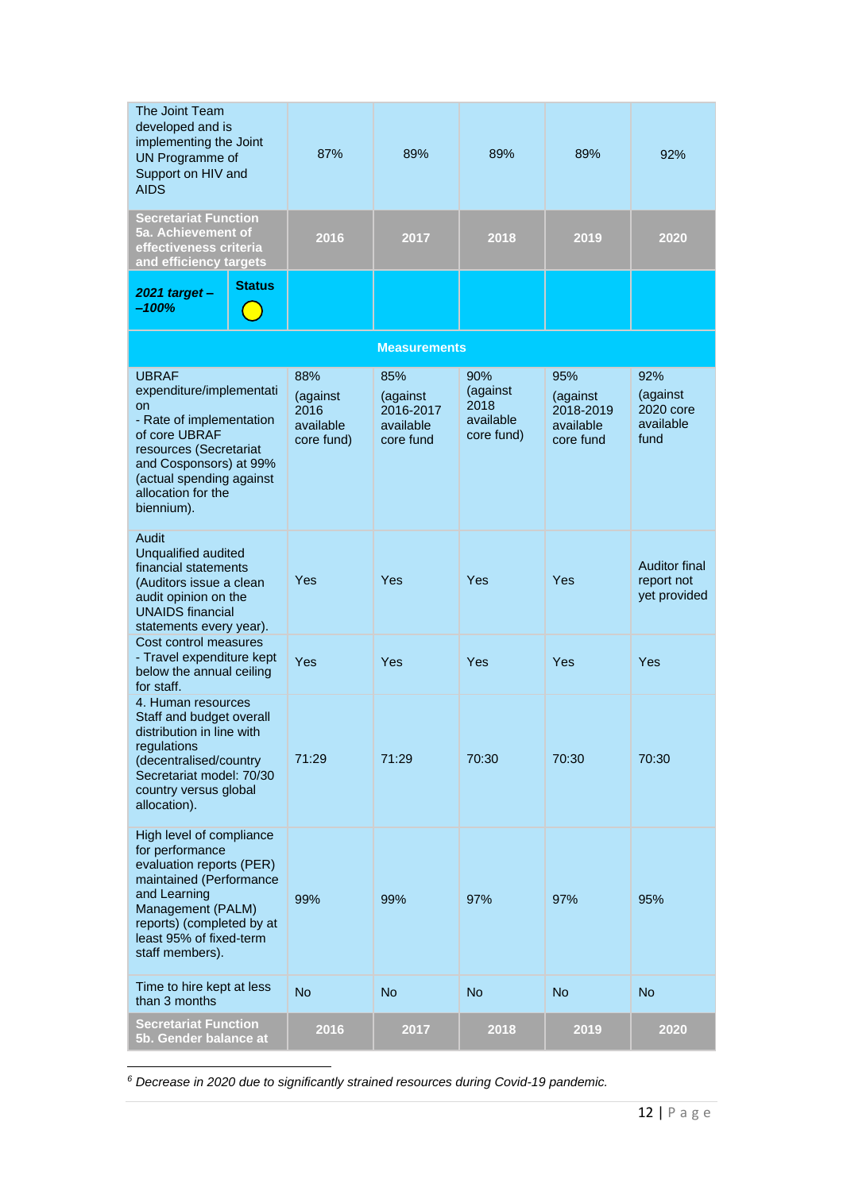| The Joint Team developed and is implementing the Joint UN Programme of Support on HIV and AIDS | | 87% | 89% | 89% | 89% | 92% |
|---|---|---|---|---|---|---|
| **Secretariat Function 5a. Achievement of effectiveness criteria and efficiency targets** | | **2016** | **2017** | **2018** | **2019** | **2020** |
| ***2021 target – –100%*** | **Status** ◯ | | | | | |
| **Measurements** | | | | | | |
| UBRAF expenditure/implementation - Rate of implementation of core UBRAF resources (Secretariat and Cosponsors) at 99% (actual spending against allocation for the biennium). | | 88% (against 2016 available core fund) | 85% (against 2016-2017 available core fund | 90% (against 2018 available core fund) | 95% (against 2018-2019 available core fund | 92% (against 2020 core available fund |
| Audit Unqualified audited financial statements (Auditors issue a clean audit opinion on the UNAIDS financial statements every year). | | Yes | Yes | Yes | Yes | Auditor final report not yet provided |
| Cost control measures - Travel expenditure kept below the annual ceiling for staff. | | Yes | Yes | Yes | Yes | Yes |
| 4. Human resources Staff and budget overall distribution in line with regulations (decentralised/country Secretariat model: 70/30 country versus global allocation). | | 71:29 | 71:29 | 70:30 | 70:30 | 70:30 |
| High level of compliance for performance evaluation reports (PER) maintained (Performance and Learning Management (PALM) reports) (completed by at least 95% of fixed-term staff members). | | 99% | 99% | 97% | 97% | 95% |
| Time to hire kept at less than 3 months | | No | No | No | No | No |
| **Secretariat Function 5b. Gender balance at** | | **2016** | **2017** | **2018** | **2019** | **2020** |

[6] *Decrease in 2020 due to significantly strained resources during Covid-19 pandemic.*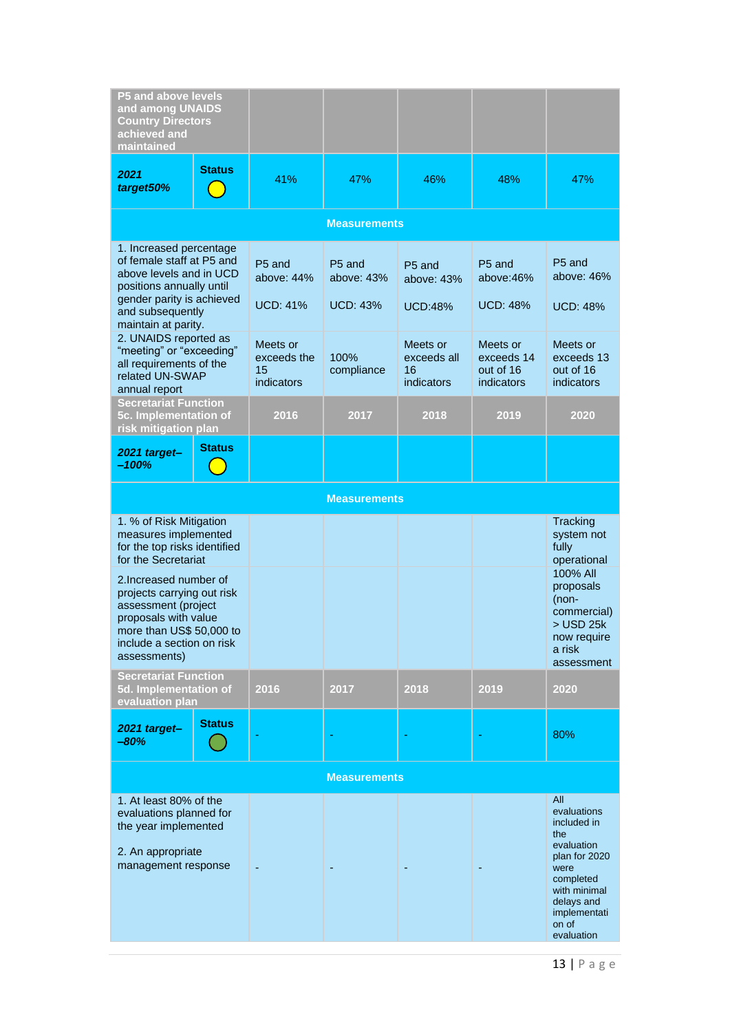| P5 and above levels and among UNAIDS Country Directors achieved and maintained | | | | | | |
|---|---|---|---|---|---|---|
| ***2021 target50%*** | **Status** ◯ | 41% | 47% | 46% | 48% | 47% |
| **Measurements** | | | | | | |
| 1. Increased percentage of female staff at P5 and above levels and in UCD positions annually until gender parity is achieved and subsequently maintain at parity. | | P5 and above: 44%<br><br>UCD: 41% | P5 and above: 43%<br><br>UCD: 43% | P5 and above: 43%<br><br>UCD:48% | P5 and above:46%<br><br>UCD: 48% | P5 and above: 46%<br><br>UCD: 48% |
| 2. UNAIDS reported as "meeting" or "exceeding" all requirements of the related UN-SWAP annual report | | Meets or exceeds the 15 indicators | 100% compliance | Meets or exceeds all 16 indicators | Meets or exceeds 14 out of 16 indicators | Meets or exceeds 13 out of 16 indicators |
| **Secretariat Function 5c. Implementation of risk mitigation plan** | | **2016** | **2017** | **2018** | **2019** | **2020** |
| ***2021 target–100%*** | **Status** ◯ | | | | | |
| **Measurements** | | | | | | |
| 1. % of Risk Mitigation measures implemented for the top risks identified for the Secretariat | | | | | | Tracking system not fully operational |
| 2.Increased number of projects carrying out risk assessment (project proposals with value more than US$ 50,000 to include a section on risk assessments) | | | | | | 100% All proposals (non-commercial) > USD 25k now require a risk assessment |
| **Secretariat Function 5d. Implementation of evaluation plan** | | **2016** | **2017** | **2018** | **2019** | **2020** |
| ***2021 target–80%*** | **Status** ◯ | - | - | - | - | 80% |
| **Measurements** | | | | | | |
| 1. At least 80% of the evaluations planned for the year implemented<br><br>2. An appropriate management response | | - | - | - | - | All evaluations included in the evaluation plan for 2020 were completed with minimal delays and implementation of evaluation |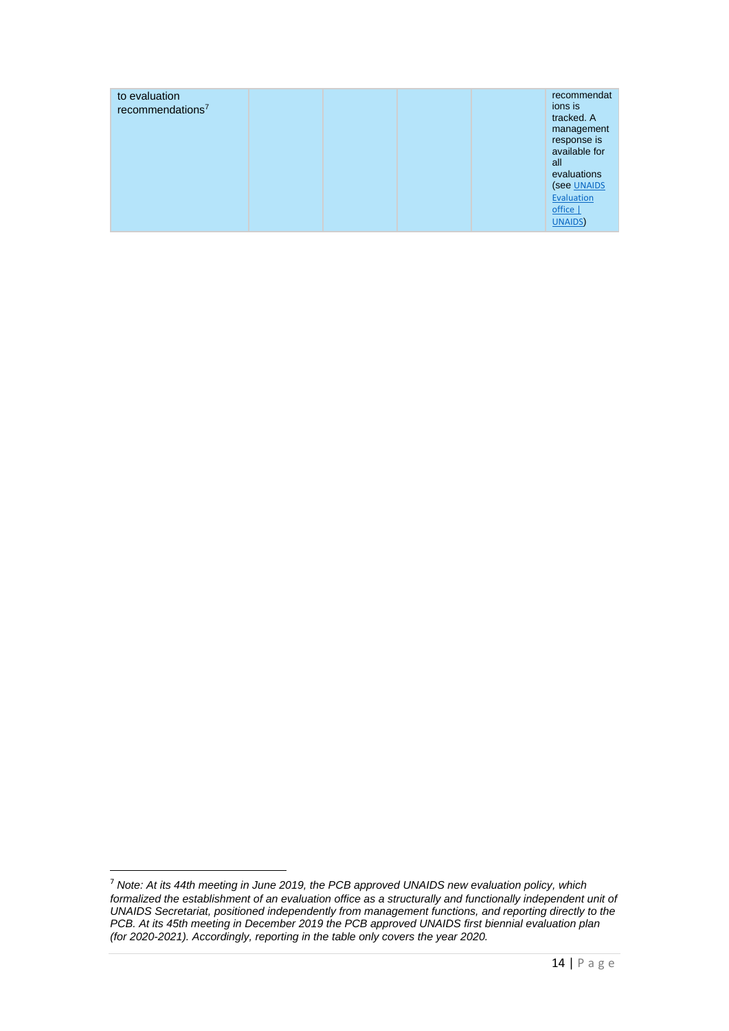| to evaluation recommendations[7] | | | | | recommendations is tracked. A management response is available for all evaluations (see [UNAIDS Evaluation office \| UNAIDS](UNAIDS Evaluation office \| UNAIDS)) |
| --- | --- | --- | --- | --- | --- |

[7] *Note: At its 44th meeting in June 2019, the PCB approved UNAIDS new evaluation policy, which formalized the establishment of an evaluation office as a structurally and functionally independent unit of UNAIDS Secretariat, positioned independently from management functions, and reporting directly to the PCB. At its 45th meeting in December 2019 the PCB approved UNAIDS first biennial evaluation plan (for 2020-2021). Accordingly, reporting in the table only covers the year 2020.*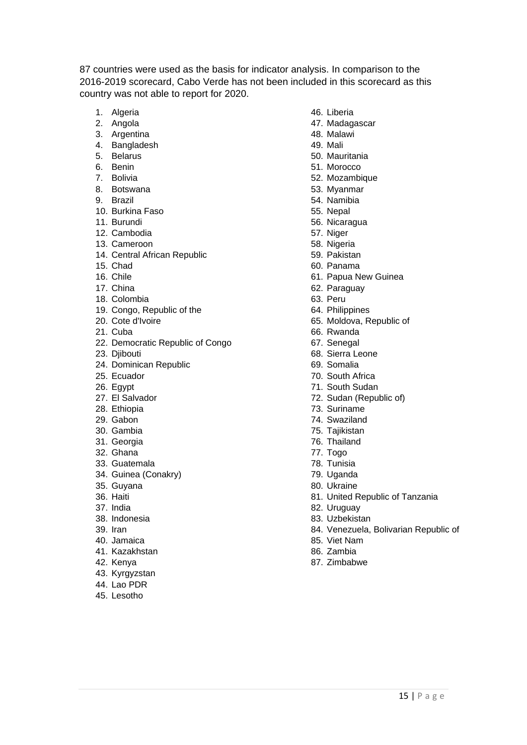87 countries were used as the basis for indicator analysis. In comparison to the 2016-2019 scorecard, Cabo Verde has not been included in this scorecard as this country was not able to report for 2020.

1. Algeria
2. Angola
3. Argentina
4. Bangladesh
5. Belarus
6. Benin
7. Bolivia
8. Botswana
9. Brazil
10. Burkina Faso
11. Burundi
12. Cambodia
13. Cameroon
14. Central African Republic
15. Chad
16. Chile
17. China
18. Colombia
19. Congo, Republic of the
20. Cote d'Ivoire
21. Cuba
22. Democratic Republic of Congo
23. Djibouti
24. Dominican Republic
25. Ecuador
26. Egypt
27. El Salvador
28. Ethiopia
29. Gabon
30. Gambia
31. Georgia
32. Ghana
33. Guatemala
34. Guinea (Conakry)
35. Guyana
36. Haiti
37. India
38. Indonesia
39. Iran
40. Jamaica
41. Kazakhstan
42. Kenya
43. Kyrgyzstan
44. Lao PDR
45. Lesotho
46. Liberia
47. Madagascar
48. Malawi
49. Mali
50. Mauritania
51. Morocco
52. Mozambique
53. Myanmar
54. Namibia
55. Nepal
56. Nicaragua
57. Niger
58. Nigeria
59. Pakistan
60. Panama
61. Papua New Guinea
62. Paraguay
63. Peru
64. Philippines
65. Moldova, Republic of
66. Rwanda
67. Senegal
68. Sierra Leone
69. Somalia
70. South Africa
71. South Sudan
72. Sudan (Republic of)
73. Suriname
74. Swaziland
75. Tajikistan
76. Thailand
77. Togo
78. Tunisia
79. Uganda
80. Ukraine
81. United Republic of Tanzania
82. Uruguay
83. Uzbekistan
84. Venezuela, Bolivarian Republic of
85. Viet Nam
86. Zambia
87. Zimbabwe